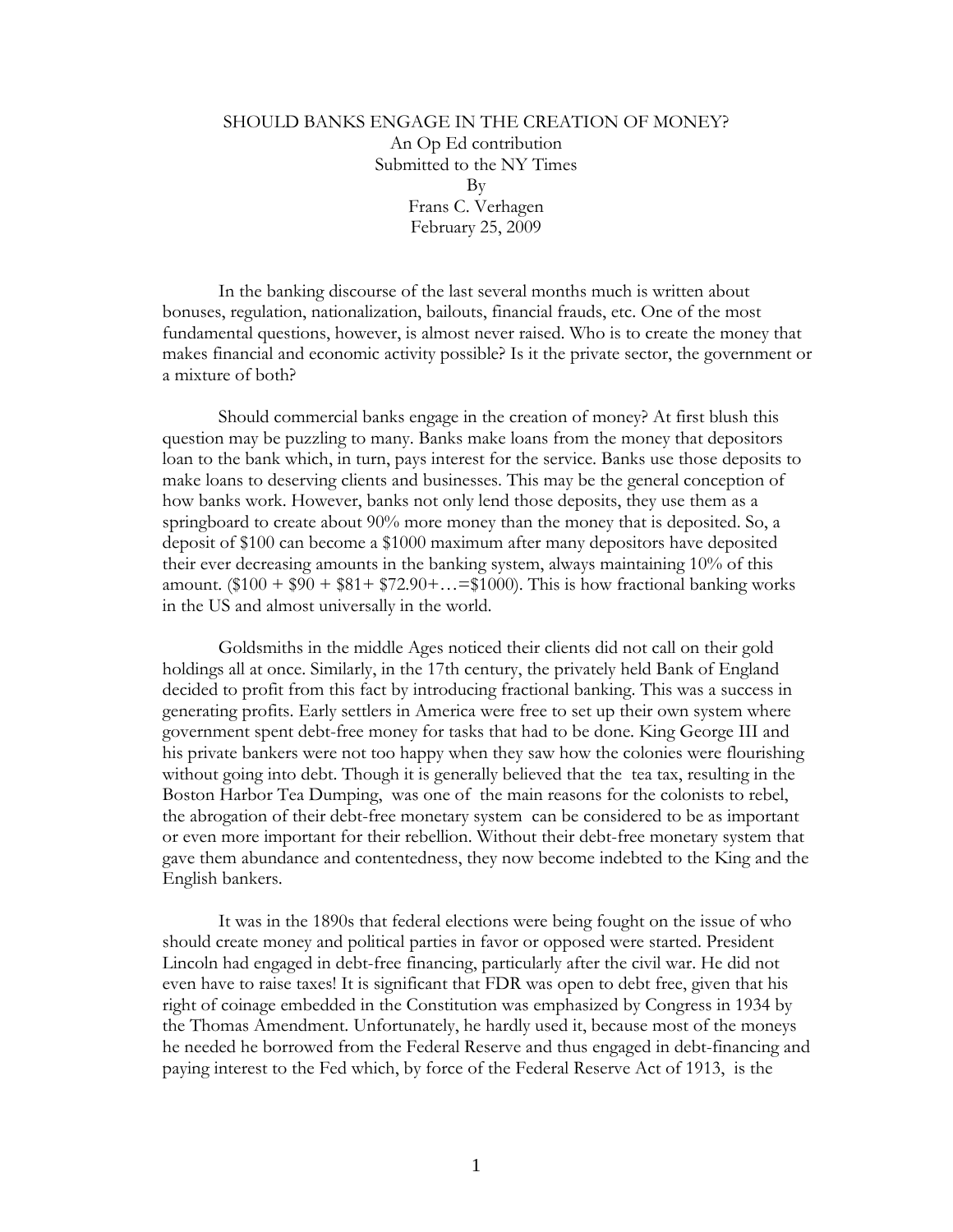# SHOULD BANKS ENGAGE IN THE CREATION OF MONEY?

An Op Ed contribution
Submitted to the NY Times
By
Frans C. Verhagen
February 25, 2009

In the banking discourse of the last several months much is written about bonuses, regulation, nationalization, bailouts, financial frauds, etc. One of the most fundamental questions, however, is almost never raised. Who is to create the money that makes financial and economic activity possible? Is it the private sector, the government or a mixture of both?

Should commercial banks engage in the creation of money? At first blush this question may be puzzling to many. Banks make loans from the money that depositors loan to the bank which, in turn, pays interest for the service. Banks use those deposits to make loans to deserving clients and businesses. This may be the general conception of how banks work. However, banks not only lend those deposits, they use them as a springboard to create about 90% more money than the money that is deposited. So, a deposit of $100 can become a $1000 maximum after many depositors have deposited their ever decreasing amounts in the banking system, always maintaining 10% of this amount. ($100 + $90 + $81+ $72.90+…=$1000). This is how fractional banking works in the US and almost universally in the world.

Goldsmiths in the middle Ages noticed their clients did not call on their gold holdings all at once. Similarly, in the 17th century, the privately held Bank of England decided to profit from this fact by introducing fractional banking. This was a success in generating profits. Early settlers in America were free to set up their own system where government spent debt-free money for tasks that had to be done. King George III and his private bankers were not too happy when they saw how the colonies were flourishing without going into debt. Though it is generally believed that the tea tax, resulting in the Boston Harbor Tea Dumping, was one of the main reasons for the colonists to rebel, the abrogation of their debt-free monetary system can be considered to be as important or even more important for their rebellion. Without their debt-free monetary system that gave them abundance and contentedness, they now become indebted to the King and the English bankers.

It was in the 1890s that federal elections were being fought on the issue of who should create money and political parties in favor or opposed were started. President Lincoln had engaged in debt-free financing, particularly after the civil war. He did not even have to raise taxes! It is significant that FDR was open to debt free, given that his right of coinage embedded in the Constitution was emphasized by Congress in 1934 by the Thomas Amendment. Unfortunately, he hardly used it, because most of the moneys he needed he borrowed from the Federal Reserve and thus engaged in debt-financing and paying interest to the Fed which, by force of the Federal Reserve Act of 1913, is the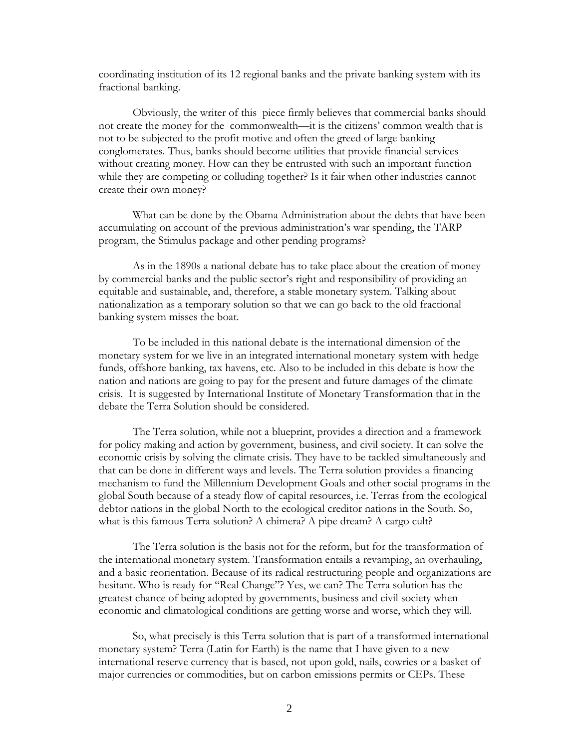coordinating institution of its 12 regional banks and the private banking system with its fractional banking.

Obviously, the writer of this piece firmly believes that commercial banks should not create the money for the commonwealth—it is the citizens' common wealth that is not to be subjected to the profit motive and often the greed of large banking conglomerates. Thus, banks should become utilities that provide financial services without creating money. How can they be entrusted with such an important function while they are competing or colluding together? Is it fair when other industries cannot create their own money?

What can be done by the Obama Administration about the debts that have been accumulating on account of the previous administration's war spending, the TARP program, the Stimulus package and other pending programs?

As in the 1890s a national debate has to take place about the creation of money by commercial banks and the public sector's right and responsibility of providing an equitable and sustainable, and, therefore, a stable monetary system. Talking about nationalization as a temporary solution so that we can go back to the old fractional banking system misses the boat.

To be included in this national debate is the international dimension of the monetary system for we live in an integrated international monetary system with hedge funds, offshore banking, tax havens, etc. Also to be included in this debate is how the nation and nations are going to pay for the present and future damages of the climate crisis. It is suggested by International Institute of Monetary Transformation that in the debate the Terra Solution should be considered.

The Terra solution, while not a blueprint, provides a direction and a framework for policy making and action by government, business, and civil society. It can solve the economic crisis by solving the climate crisis. They have to be tackled simultaneously and that can be done in different ways and levels. The Terra solution provides a financing mechanism to fund the Millennium Development Goals and other social programs in the global South because of a steady flow of capital resources, i.e. Terras from the ecological debtor nations in the global North to the ecological creditor nations in the South. So, what is this famous Terra solution? A chimera? A pipe dream? A cargo cult?

The Terra solution is the basis not for the reform, but for the transformation of the international monetary system. Transformation entails a revamping, an overhauling, and a basic reorientation. Because of its radical restructuring people and organizations are hesitant. Who is ready for "Real Change"? Yes, we can? The Terra solution has the greatest chance of being adopted by governments, business and civil society when economic and climatological conditions are getting worse and worse, which they will.

So, what precisely is this Terra solution that is part of a transformed international monetary system? Terra (Latin for Earth) is the name that I have given to a new international reserve currency that is based, not upon gold, nails, cowries or a basket of major currencies or commodities, but on carbon emissions permits or CEPs. These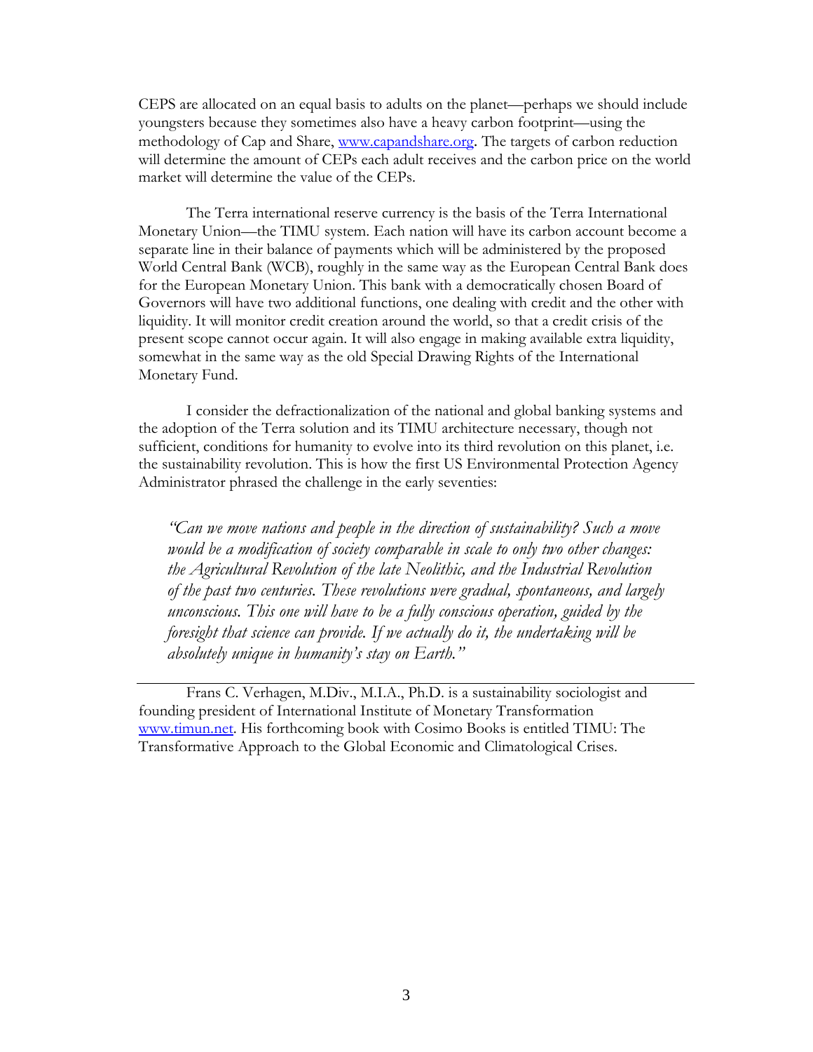CEPS are allocated on an equal basis to adults on the planet—perhaps we should include youngsters because they sometimes also have a heavy carbon footprint—using the methodology of Cap and Share, www.capandshare.org. The targets of carbon reduction will determine the amount of CEPs each adult receives and the carbon price on the world market will determine the value of the CEPs.

The Terra international reserve currency is the basis of the Terra International Monetary Union—the TIMU system. Each nation will have its carbon account become a separate line in their balance of payments which will be administered by the proposed World Central Bank (WCB), roughly in the same way as the European Central Bank does for the European Monetary Union. This bank with a democratically chosen Board of Governors will have two additional functions, one dealing with credit and the other with liquidity. It will monitor credit creation around the world, so that a credit crisis of the present scope cannot occur again. It will also engage in making available extra liquidity, somewhat in the same way as the old Special Drawing Rights of the International Monetary Fund.

I consider the defractionalization of the national and global banking systems and the adoption of the Terra solution and its TIMU architecture necessary, though not sufficient, conditions for humanity to evolve into its third revolution on this planet, i.e. the sustainability revolution. This is how the first US Environmental Protection Agency Administrator phrased the challenge in the early seventies:

> *"Can we move nations and people in the direction of sustainability? Such a move would be a modification of society comparable in scale to only two other changes: the Agricultural Revolution of the late Neolithic, and the Industrial Revolution of the past two centuries. These revolutions were gradual, spontaneous, and largely unconscious. This one will have to be a fully conscious operation, guided by the foresight that science can provide. If we actually do it, the undertaking will be absolutely unique in humanity's stay on Earth."*

---

Frans C. Verhagen, M.Div., M.I.A., Ph.D. is a sustainability sociologist and founding president of International Institute of Monetary Transformation www.timun.net. His forthcoming book with Cosimo Books is entitled TIMU: The Transformative Approach to the Global Economic and Climatological Crises.